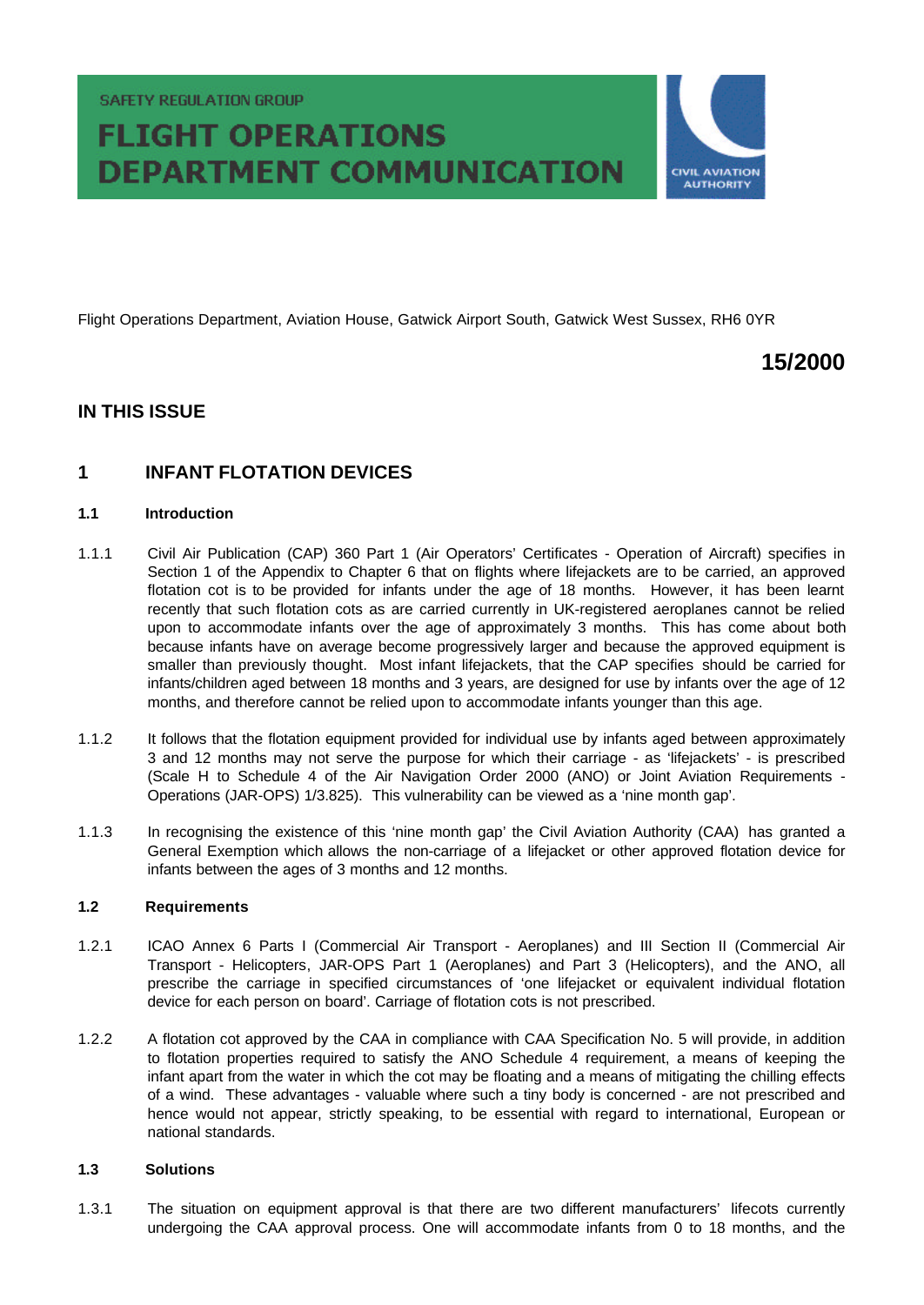SAFETY REGULATION GROUP

# FLIGHT OPERATIONS DEPARTMENT COMMUNICATION

CIVIL AVIATION AUTHORITY

Flight Operations Department, Aviation House, Gatwick Airport South, Gatwick West Sussex, RH6 0YR

**15/2000**

## IN THIS ISSUE

## 1 INFANT FLOTATION DEVICES

### 1.1 Introduction

1.1.1 Civil Air Publication (CAP) 360 Part 1 (Air Operators' Certificates - Operation of Aircraft) specifies in Section 1 of the Appendix to Chapter 6 that on flights where lifejackets are to be carried, an approved flotation cot is to be provided for infants under the age of 18 months. However, it has been learnt recently that such flotation cots as are carried currently in UK-registered aeroplanes cannot be relied upon to accommodate infants over the age of approximately 3 months. This has come about both because infants have on average become progressively larger and because the approved equipment is smaller than previously thought. Most infant lifejackets, that the CAP specifies should be carried for infants/children aged between 18 months and 3 years, are designed for use by infants over the age of 12 months, and therefore cannot be relied upon to accommodate infants younger than this age.

1.1.2 It follows that the flotation equipment provided for individual use by infants aged between approximately 3 and 12 months may not serve the purpose for which their carriage - as 'lifejackets' - is prescribed (Scale H to Schedule 4 of the Air Navigation Order 2000 (ANO) or Joint Aviation Requirements - Operations (JAR-OPS) 1/3.825). This vulnerability can be viewed as a 'nine month gap'.

1.1.3 In recognising the existence of this 'nine month gap' the Civil Aviation Authority (CAA) has granted a General Exemption which allows the non-carriage of a lifejacket or other approved flotation device for infants between the ages of 3 months and 12 months.

### 1.2 Requirements

1.2.1 ICAO Annex 6 Parts I (Commercial Air Transport - Aeroplanes) and III Section II (Commercial Air Transport - Helicopters, JAR-OPS Part 1 (Aeroplanes) and Part 3 (Helicopters), and the ANO, all prescribe the carriage in specified circumstances of 'one lifejacket or equivalent individual flotation device for each person on board'. Carriage of flotation cots is not prescribed.

1.2.2 A flotation cot approved by the CAA in compliance with CAA Specification No. 5 will provide, in addition to flotation properties required to satisfy the ANO Schedule 4 requirement, a means of keeping the infant apart from the water in which the cot may be floating and a means of mitigating the chilling effects of a wind. These advantages - valuable where such a tiny body is concerned - are not prescribed and hence would not appear, strictly speaking, to be essential with regard to international, European or national standards.

### 1.3 Solutions

1.3.1 The situation on equipment approval is that there are two different manufacturers' lifecots currently undergoing the CAA approval process. One will accommodate infants from 0 to 18 months, and the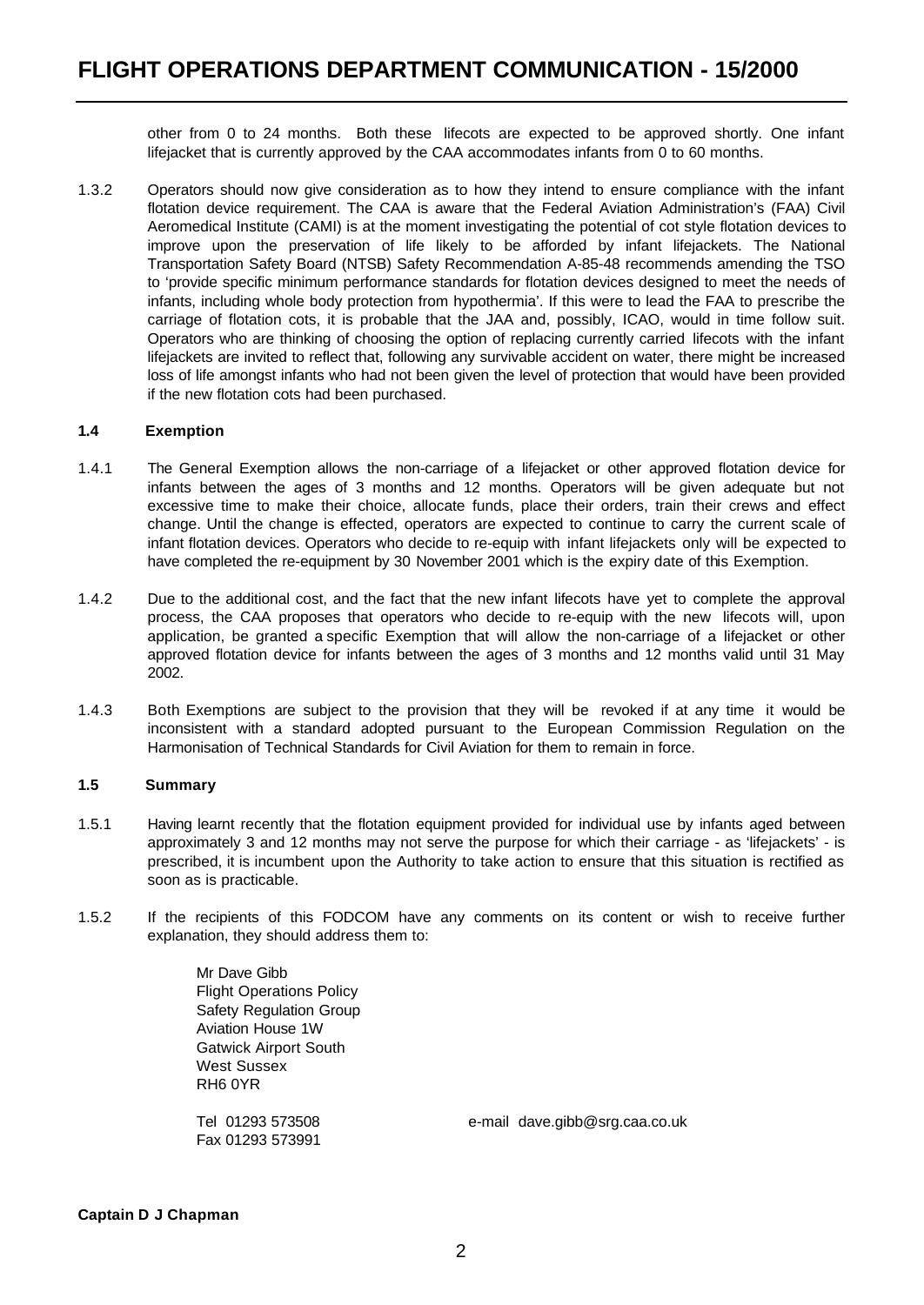other from 0 to 24 months. Both these lifecots are expected to be approved shortly. One infant lifejacket that is currently approved by the CAA accommodates infants from 0 to 60 months.

1.3.2 Operators should now give consideration as to how they intend to ensure compliance with the infant flotation device requirement. The CAA is aware that the Federal Aviation Administration's (FAA) Civil Aeromedical Institute (CAMI) is at the moment investigating the potential of cot style flotation devices to improve upon the preservation of life likely to be afforded by infant lifejackets. The National Transportation Safety Board (NTSB) Safety Recommendation A-85-48 recommends amending the TSO to 'provide specific minimum performance standards for flotation devices designed to meet the needs of infants, including whole body protection from hypothermia'. If this were to lead the FAA to prescribe the carriage of flotation cots, it is probable that the JAA and, possibly, ICAO, would in time follow suit. Operators who are thinking of choosing the option of replacing currently carried lifecots with the infant lifejackets are invited to reflect that, following any survivable accident on water, there might be increased loss of life amongst infants who had not been given the level of protection that would have been provided if the new flotation cots had been purchased.

### 1.4 Exemption

1.4.1 The General Exemption allows the non-carriage of a lifejacket or other approved flotation device for infants between the ages of 3 months and 12 months. Operators will be given adequate but not excessive time to make their choice, allocate funds, place their orders, train their crews and effect change. Until the change is effected, operators are expected to continue to carry the current scale of infant flotation devices. Operators who decide to re-equip with infant lifejackets only will be expected to have completed the re-equipment by 30 November 2001 which is the expiry date of this Exemption.

1.4.2 Due to the additional cost, and the fact that the new infant lifecots have yet to complete the approval process, the CAA proposes that operators who decide to re-equip with the new lifecots will, upon application, be granted a specific Exemption that will allow the non-carriage of a lifejacket or other approved flotation device for infants between the ages of 3 months and 12 months valid until 31 May 2002.

1.4.3 Both Exemptions are subject to the provision that they will be revoked if at any time it would be inconsistent with a standard adopted pursuant to the European Commission Regulation on the Harmonisation of Technical Standards for Civil Aviation for them to remain in force.

### 1.5 Summary

1.5.1 Having learnt recently that the flotation equipment provided for individual use by infants aged between approximately 3 and 12 months may not serve the purpose for which their carriage - as 'lifejackets' - is prescribed, it is incumbent upon the Authority to take action to ensure that this situation is rectified as soon as is practicable.

1.5.2 If the recipients of this FODCOM have any comments on its content or wish to receive further explanation, they should address them to:

Mr Dave Gibb
Flight Operations Policy
Safety Regulation Group
Aviation House 1W
Gatwick Airport South
West Sussex
RH6 0YR

Tel 01293 573508
Fax 01293 573991

e-mail dave.gibb@srg.caa.co.uk

**Captain D J Chapman**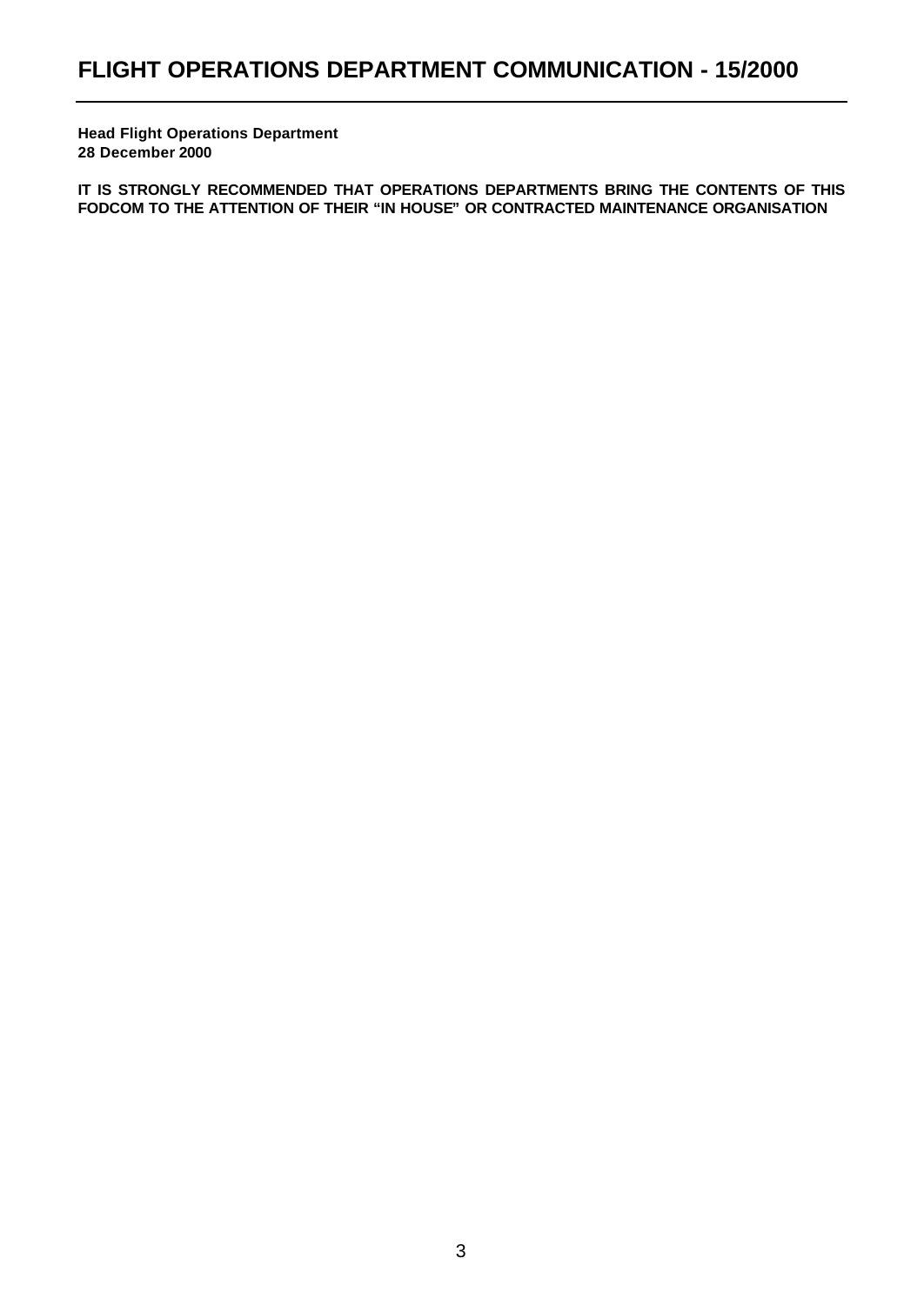# FLIGHT OPERATIONS DEPARTMENT COMMUNICATION - 15/2000

**Head Flight Operations Department**
**28 December 2000**

**IT IS STRONGLY RECOMMENDED THAT OPERATIONS DEPARTMENTS BRING THE CONTENTS OF THIS FODCOM TO THE ATTENTION OF THEIR "IN HOUSE" OR CONTRACTED MAINTENANCE ORGANISATION**